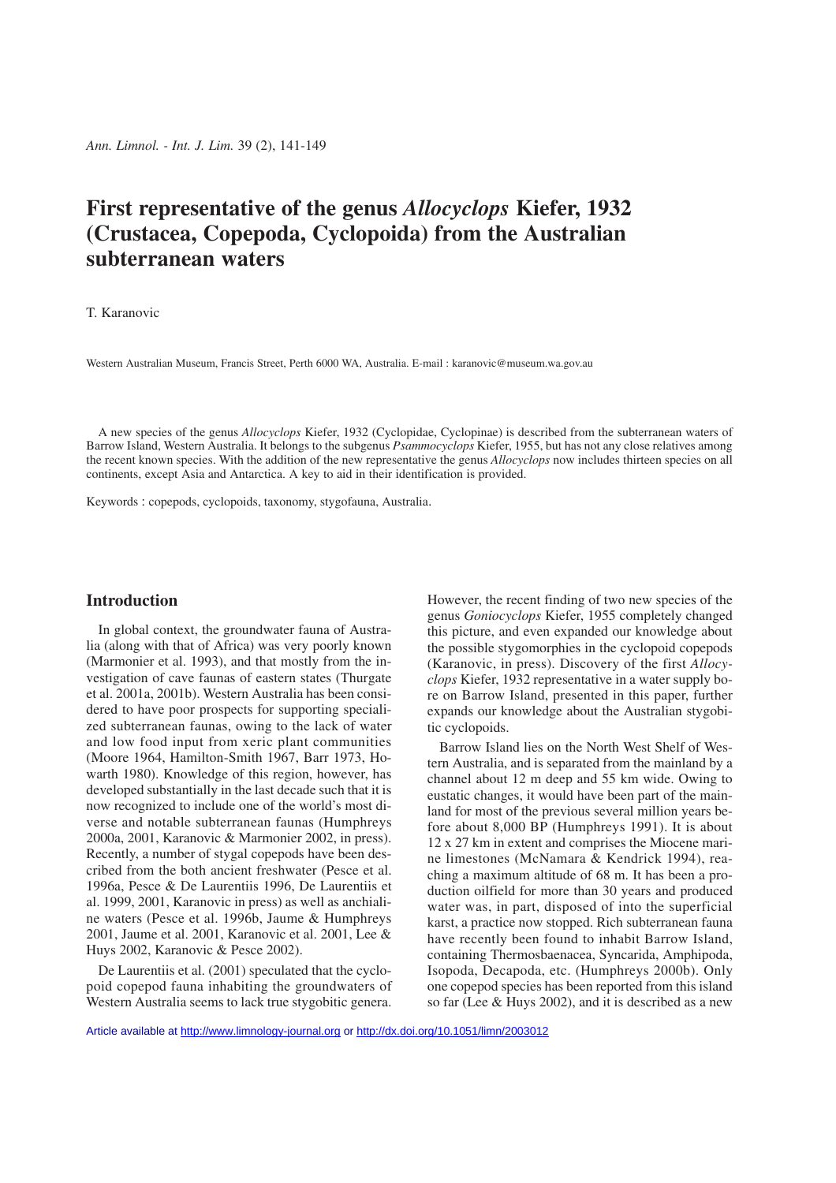# First representative of the genus *Allocyclops* Kiefer, 1932 (Crustacea, Copepoda, Cyclopoida) from the Australian subterranean waters

T. Karanovic

Western Australian Museum, Francis Street, Perth 6000 WA, Australia. E-mail : karanovic@museum.wa.gov.au

A new species of the genus *Allocyclops* Kiefer, 1932 (Cyclopidae, Cyclopinae) is described from the subterranean waters of Barrow Island, Western Australia. It belongs to the subgenus *Psammocyclops* Kiefer, 1955, but has not any close relatives among the recent known species. With the addition of the new representative the genus *Allocyclops* now includes thirteen species on all continents, except Asia and Antarctica. A key to aid in their identification is provided.

Keywords : copepods, cyclopoids, taxonomy, stygofauna, Australia.

## Introduction

In global context, the groundwater fauna of Australia (along with that of Africa) was very poorly known (Marmonier et al. 1993), and that mostly from the investigation of cave faunas of eastern states (Thurgate et al. 2001a, 2001b). Western Australia has been considered to have poor prospects for supporting specialized subterranean faunas, owing to the lack of water and low food input from xeric plant communities (Moore 1964, Hamilton-Smith 1967, Barr 1973, Howarth 1980). Knowledge of this region, however, has developed substantially in the last decade such that it is now recognized to include one of the world's most diverse and notable subterranean faunas (Humphreys 2000a, 2001, Karanovic & Marmonier 2002, in press). Recently, a number of stygal copepods have been described from the both ancient freshwater (Pesce et al. 1996a, Pesce & De Laurentiis 1996, De Laurentiis et al. 1999, 2001, Karanovic in press) as well as anchialine waters (Pesce et al. 1996b, Jaume & Humphreys 2001, Jaume et al. 2001, Karanovic et al. 2001, Lee & Huys 2002, Karanovic & Pesce 2002).

De Laurentiis et al. (2001) speculated that the cyclopoid copepod fauna inhabiting the groundwaters of Western Australia seems to lack true stygobitic genera. However, the recent finding of two new species of the genus *Goniocyclops* Kiefer, 1955 completely changed this picture, and even expanded our knowledge about the possible stygomorphies in the cyclopoid copepods (Karanovic, in press). Discovery of the first *Allocyclops* Kiefer, 1932 representative in a water supply bore on Barrow Island, presented in this paper, further expands our knowledge about the Australian stygobitic cyclopoids.

Barrow Island lies on the North West Shelf of Western Australia, and is separated from the mainland by a channel about 12 m deep and 55 km wide. Owing to eustatic changes, it would have been part of the mainland for most of the previous several million years before about 8,000 BP (Humphreys 1991). It is about 12 x 27 km in extent and comprises the Miocene marine limestones (McNamara & Kendrick 1994), reaching a maximum altitude of 68 m. It has been a production oilfield for more than 30 years and produced water was, in part, disposed of into the superficial karst, a practice now stopped. Rich subterranean fauna have recently been found to inhabit Barrow Island, containing Thermosbaenacea, Syncarida, Amphipoda, Isopoda, Decapoda, etc. (Humphreys 2000b). Only one copepod species has been reported from this island so far (Lee & Huys 2002), and it is described as a new

Article available at http://www.limnology-journal.org or http://dx.doi.org/10.1051/limn/2003012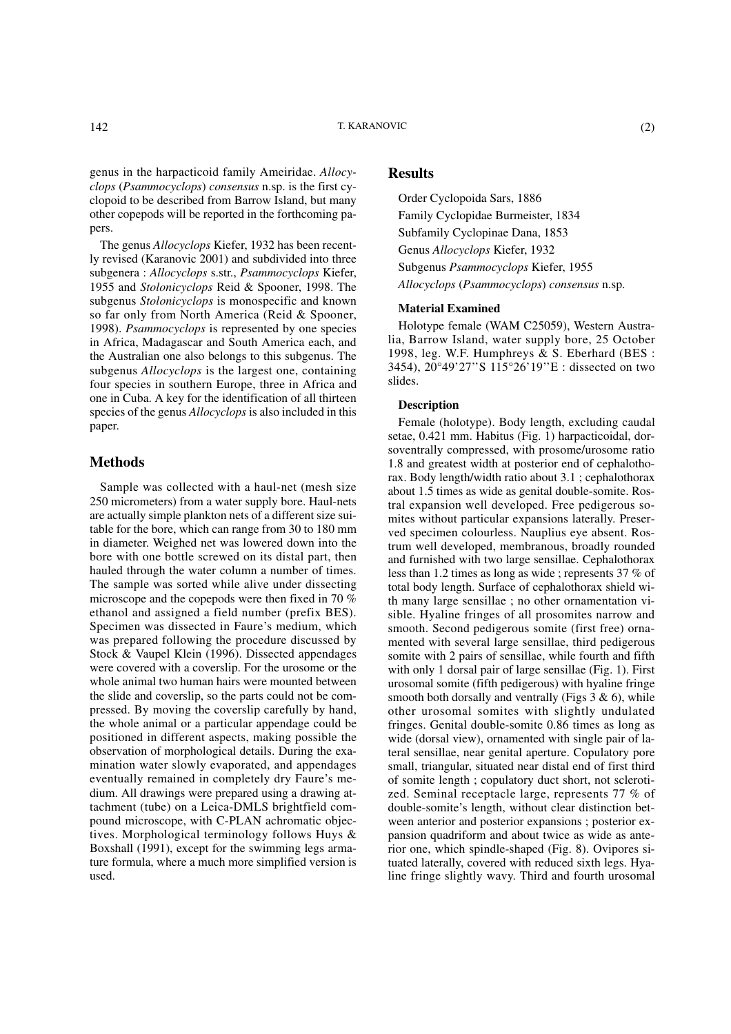genus in the harpacticoid family Ameiridae. *Allocyclops* (*Psammocyclops*) *consensus* n.sp. is the first cyclopoid to be described from Barrow Island, but many other copepods will be reported in the forthcoming papers.

The genus *Allocyclops* Kiefer, 1932 has been recently revised (Karanovic 2001) and subdivided into three subgenera : *Allocyclops* s.str., *Psammocyclops* Kiefer, 1955 and *Stolonicyclops* Reid & Spooner, 1998. The subgenus *Stolonicyclops* is monospecific and known so far only from North America (Reid & Spooner, 1998). *Psammocyclops* is represented by one species in Africa, Madagascar and South America each, and the Australian one also belongs to this subgenus. The subgenus *Allocyclops* is the largest one, containing four species in southern Europe, three in Africa and one in Cuba. A key for the identification of all thirteen species of the genus *Allocyclops* is also included in this paper.

## Methods

Sample was collected with a haul-net (mesh size 250 micrometers) from a water supply bore. Haul-nets are actually simple plankton nets of a different size suitable for the bore, which can range from 30 to 180 mm in diameter. Weighed net was lowered down into the bore with one bottle screwed on its distal part, then hauled through the water column a number of times. The sample was sorted while alive under dissecting microscope and the copepods were then fixed in 70 % ethanol and assigned a field number (prefix BES). Specimen was dissected in Faure's medium, which was prepared following the procedure discussed by Stock & Vaupel Klein (1996). Dissected appendages were covered with a coverslip. For the urosome or the whole animal two human hairs were mounted between the slide and coverslip, so the parts could not be compressed. By moving the coverslip carefully by hand, the whole animal or a particular appendage could be positioned in different aspects, making possible the observation of morphological details. During the examination water slowly evaporated, and appendages eventually remained in completely dry Faure's medium. All drawings were prepared using a drawing attachment (tube) on a Leica-DMLS brightfield compound microscope, with C-PLAN achromatic objectives. Morphological terminology follows Huys & Boxshall (1991), except for the swimming legs armature formula, where a much more simplified version is used.

## Results

Order Cyclopoida Sars, 1886
Family Cyclopidae Burmeister, 1834
Subfamily Cyclopinae Dana, 1853
Genus *Allocyclops* Kiefer, 1932
Subgenus *Psammocyclops* Kiefer, 1955
*Allocyclops* (*Psammocyclops*) *consensus* n.sp.

### Material Examined

Holotype female (WAM C25059), Western Australia, Barrow Island, water supply bore, 25 October 1998, leg. W.F. Humphreys & S. Eberhard (BES : 3454), 20°49'27''S 115°26'19''E : dissected on two slides.

### Description

Female (holotype). Body length, excluding caudal setae, 0.421 mm. Habitus (Fig. 1) harpacticoidal, dorsoventrally compressed, with prosome/urosome ratio 1.8 and greatest width at posterior end of cephalothorax. Body length/width ratio about 3.1 ; cephalothorax about 1.5 times as wide as genital double-somite. Rostral expansion well developed. Free pedigerous somites without particular expansions laterally. Preserved specimen colourless. Nauplius eye absent. Rostrum well developed, membranous, broadly rounded and furnished with two large sensillae. Cephalothorax less than 1.2 times as long as wide ; represents 37 % of total body length. Surface of cephalothorax shield with many large sensillae ; no other ornamentation visible. Hyaline fringes of all prosomites narrow and smooth. Second pedigerous somite (first free) ornamented with several large sensillae, third pedigerous somite with 2 pairs of sensillae, while fourth and fifth with only 1 dorsal pair of large sensillae (Fig. 1). First urosomal somite (fifth pedigerous) with hyaline fringe smooth both dorsally and ventrally (Figs 3 & 6), while other urosomal somites with slightly undulated fringes. Genital double-somite 0.86 times as long as wide (dorsal view), ornamented with single pair of lateral sensillae, near genital aperture. Copulatory pore small, triangular, situated near distal end of first third of somite length ; copulatory duct short, not sclerotized. Seminal receptacle large, represents 77 % of double-somite's length, without clear distinction between anterior and posterior expansions ; posterior expansion quadriform and about twice as wide as anterior one, which spindle-shaped (Fig. 8). Ovipores situated laterally, covered with reduced sixth legs. Hyaline fringe slightly wavy. Third and fourth urosomal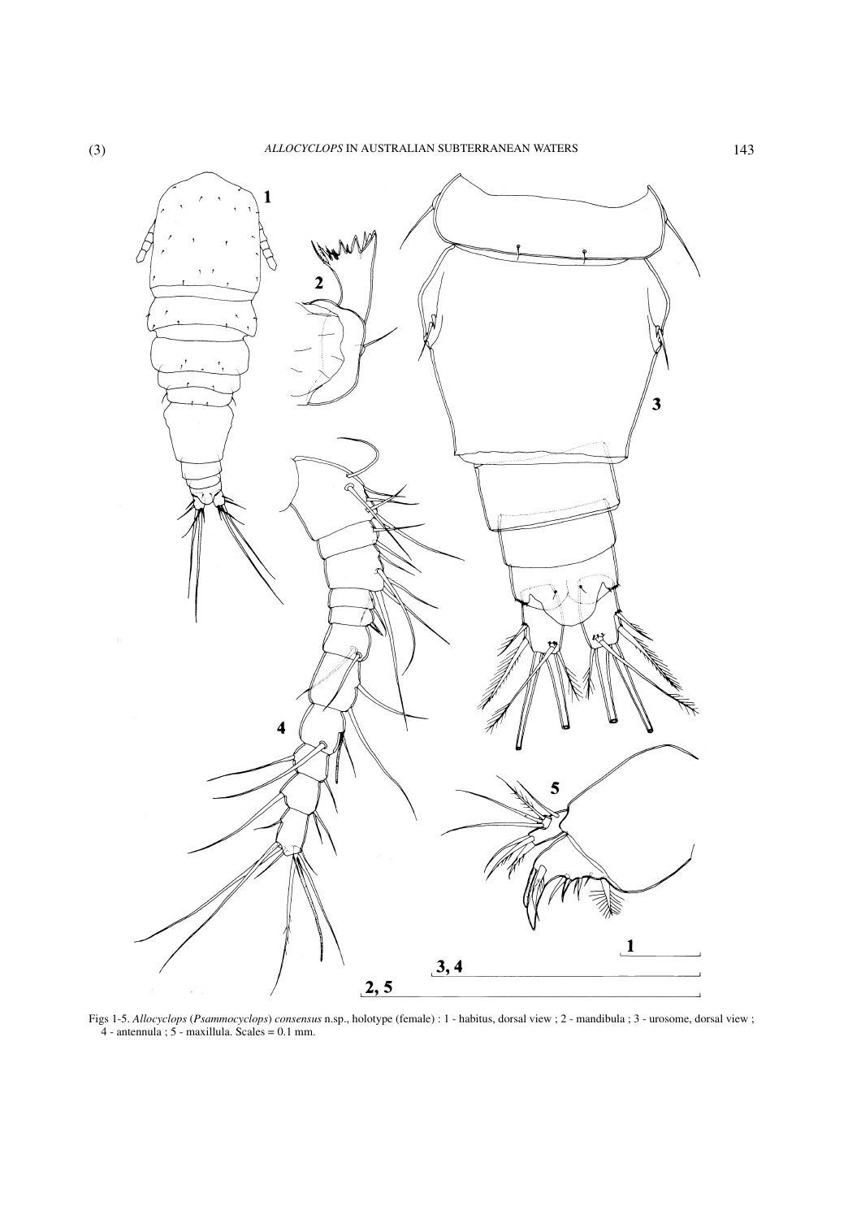Figs 1-5. *Allocyclops* (*Psammocyclops*) *consensus* n.sp., holotype (female) : 1 - habitus, dorsal view ; 2 - mandibula ; 3 - urosome, dorsal view ; 4 - antennula ; 5 - maxillula. Scales = 0.1 mm.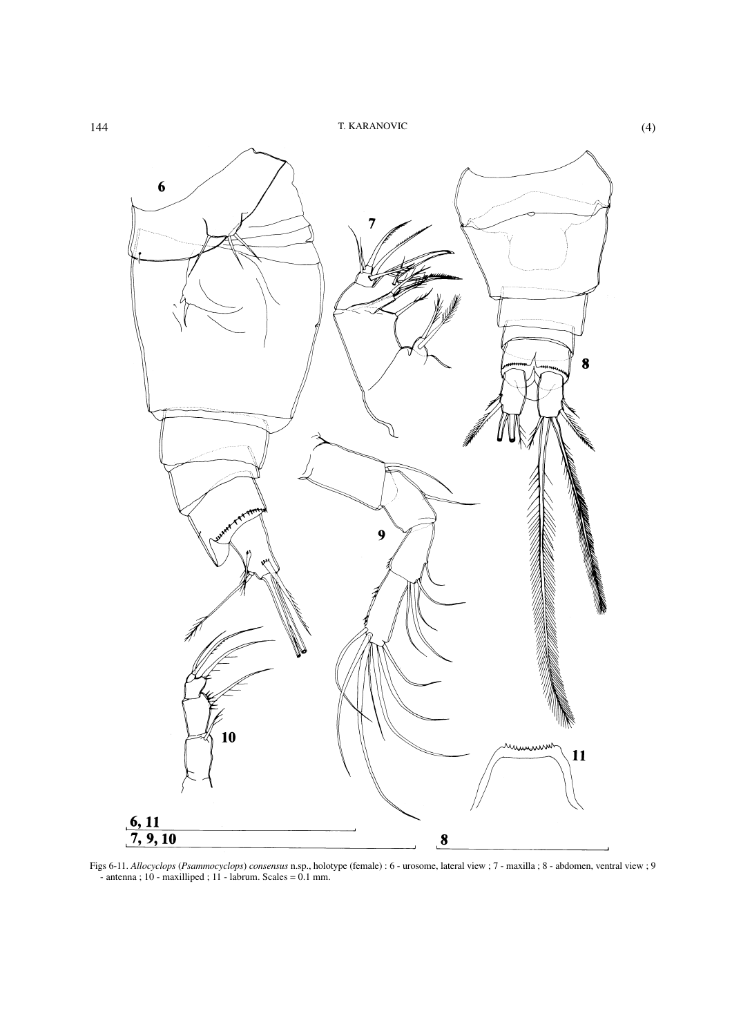Figs 6-11. *Allocyclops* (*Psammocyclops*) *consensus* n.sp., holotype (female) : 6 - urosome, lateral view ; 7 - maxilla ; 8 - abdomen, ventral view ; 9 - antenna ; 10 - maxilliped ; 11 - labrum. Scales = 0.1 mm.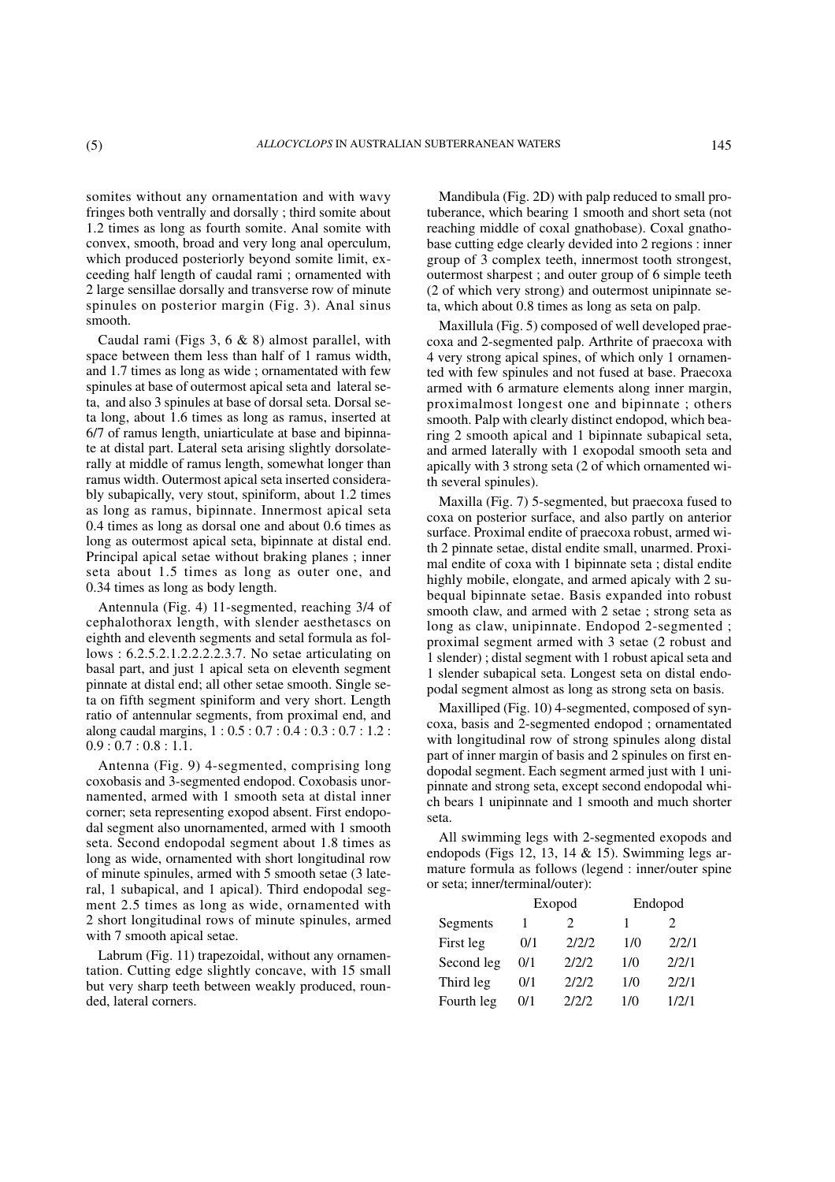somites without any ornamentation and with wavy fringes both ventrally and dorsally ; third somite about 1.2 times as long as fourth somite. Anal somite with convex, smooth, broad and very long anal operculum, which produced posteriorly beyond somite limit, exceeding half length of caudal rami ; ornamented with 2 large sensillae dorsally and transverse row of minute spinules on posterior margin (Fig. 3). Anal sinus smooth.

Caudal rami (Figs 3, 6 & 8) almost parallel, with space between them less than half of 1 ramus width, and 1.7 times as long as wide ; ornamentated with few spinules at base of outermost apical seta and lateral seta, and also 3 spinules at base of dorsal seta. Dorsal seta long, about 1.6 times as long as ramus, inserted at 6/7 of ramus length, uniarticulate at base and bipinnate at distal part. Lateral seta arising slightly dorsolaterally at middle of ramus length, somewhat longer than ramus width. Outermost apical seta inserted considerably subapically, very stout, spiniform, about 1.2 times as long as ramus, bipinnate. Innermost apical seta 0.4 times as long as dorsal one and about 0.6 times as long as outermost apical seta, bipinnate at distal end. Principal apical setae without braking planes ; inner seta about 1.5 times as long as outer one, and 0.34 times as long as body length.

Antennula (Fig. 4) 11-segmented, reaching 3/4 of cephalothorax length, with slender aesthetascs on eighth and eleventh segments and setal formula as follows : 6.2.5.2.1.2.2.2.2.3.7. No setae articulating on basal part, and just 1 apical seta on eleventh segment pinnate at distal end; all other setae smooth. Single seta on fifth segment spiniform and very short. Length ratio of antennular segments, from proximal end, and along caudal margins, 1 : 0.5 : 0.7 : 0.4 : 0.3 : 0.7 : 1.2 : 0.9 : 0.7 : 0.8 : 1.1.

Antenna (Fig. 9) 4-segmented, comprising long coxobasis and 3-segmented endopod. Coxobasis unornamented, armed with 1 smooth seta at distal inner corner; seta representing exopod absent. First endopodal segment also unornamented, armed with 1 smooth seta. Second endopodal segment about 1.8 times as long as wide, ornamented with short longitudinal row of minute spinules, armed with 5 smooth setae (3 lateral, 1 subapical, and 1 apical). Third endopodal segment 2.5 times as long as wide, ornamented with 2 short longitudinal rows of minute spinules, armed with 7 smooth apical setae.

Labrum (Fig. 11) trapezoidal, without any ornamentation. Cutting edge slightly concave, with 15 small but very sharp teeth between weakly produced, rounded, lateral corners.

Mandibula (Fig. 2D) with palp reduced to small protuberance, which bearing 1 smooth and short seta (not reaching middle of coxal gnathobase). Coxal gnathobase cutting edge clearly devided into 2 regions : inner group of 3 complex teeth, innermost tooth strongest, outermost sharpest ; and outer group of 6 simple teeth (2 of which very strong) and outermost unipinnate seta, which about 0.8 times as long as seta on palp.

Maxillula (Fig. 5) composed of well developed praecoxa and 2-segmented palp. Arthrite of praecoxa with 4 very strong apical spines, of which only 1 ornamented with few spinules and not fused at base. Praecoxa armed with 6 armature elements along inner margin, proximalmost longest one and bipinnate ; others smooth. Palp with clearly distinct endopod, which bearing 2 smooth apical and 1 bipinnate subapical seta, and armed laterally with 1 exopodal smooth seta and apically with 3 strong seta (2 of which ornamented with several spinules).

Maxilla (Fig. 7) 5-segmented, but praecoxa fused to coxa on posterior surface, and also partly on anterior surface. Proximal endite of praecoxa robust, armed with 2 pinnate setae, distal endite small, unarmed. Proximal endite of coxa with 1 bipinnate seta ; distal endite highly mobile, elongate, and armed apicaly with 2 subequal bipinnate setae. Basis expanded into robust smooth claw, and armed with 2 setae ; strong seta as long as claw, unipinnate. Endopod 2-segmented ; proximal segment armed with 3 setae (2 robust and 1 slender) ; distal segment with 1 robust apical seta and 1 slender subapical seta. Longest seta on distal endopodal segment almost as long as strong seta on basis.

Maxilliped (Fig. 10) 4-segmented, composed of syncoxa, basis and 2-segmented endopod ; ornamentated with longitudinal row of strong spinules along distal part of inner margin of basis and 2 spinules on first endopodal segment. Each segment armed just with 1 unipinnate and strong seta, except second endopodal which bears 1 unipinnate and 1 smooth and much shorter seta.

All swimming legs with 2-segmented exopods and endopods (Figs 12, 13, 14 & 15). Swimming legs armature formula as follows (legend : inner/outer spine or seta; inner/terminal/outer):

| | Exopod | | Endopod | |
|---|---|---|---|---|
| Segments | 1 | 2 | 1 | 2 |
| First leg | 0/1 | 2/2/2 | 1/0 | 2/2/1 |
| Second leg | 0/1 | 2/2/2 | 1/0 | 2/2/1 |
| Third leg | 0/1 | 2/2/2 | 1/0 | 2/2/1 |
| Fourth leg | 0/1 | 2/2/2 | 1/0 | 1/2/1 |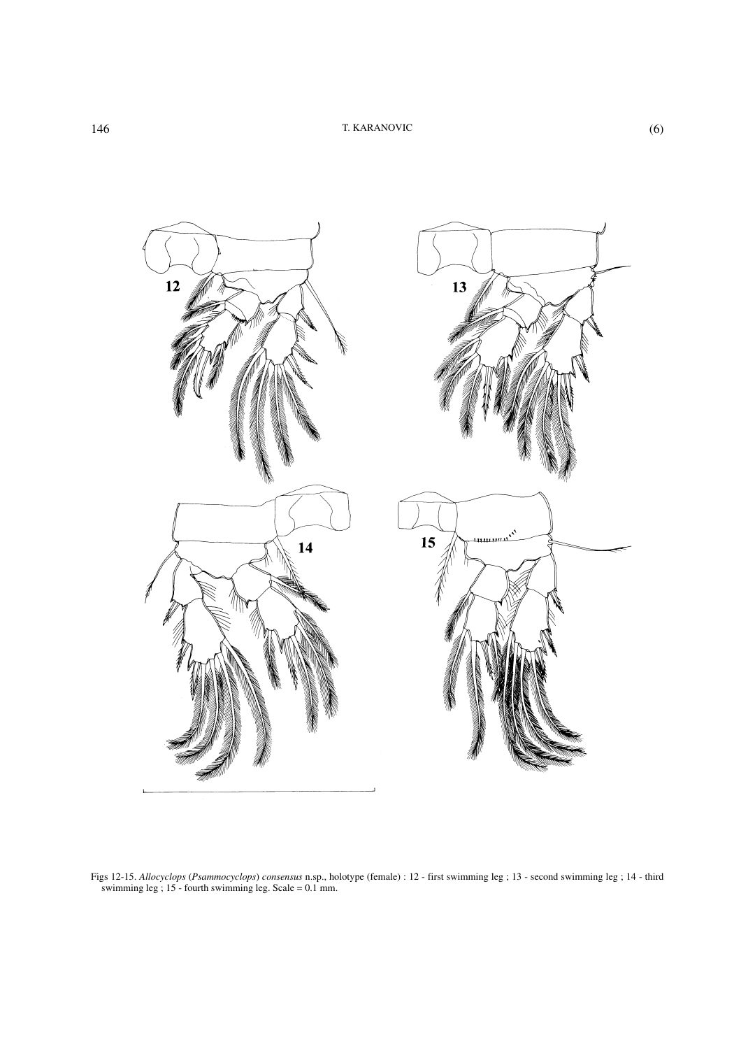Figs 12-15. *Allocyclops* (*Psammocyclops*) *consensus* n.sp., holotype (female) : 12 - first swimming leg ; 13 - second swimming leg ; 14 - third swimming leg ; 15 - fourth swimming leg. Scale = 0.1 mm.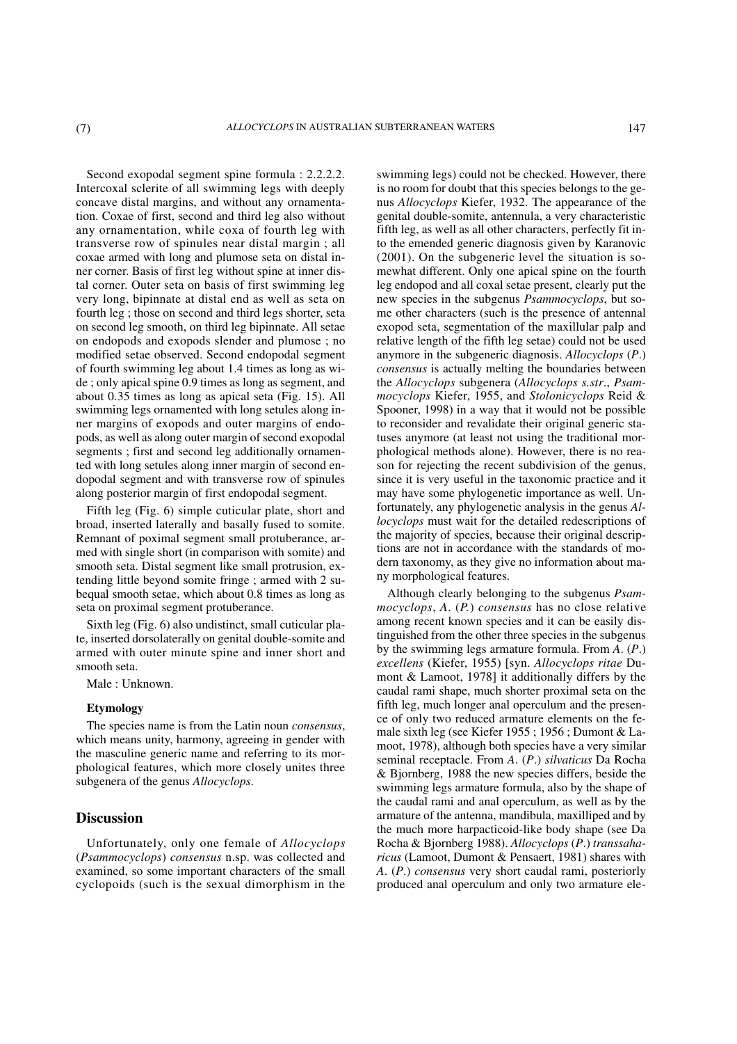Second exopodal segment spine formula : 2.2.2.2. Intercoxal sclerite of all swimming legs with deeply concave distal margins, and without any ornamentation. Coxae of first, second and third leg also without any ornamentation, while coxa of fourth leg with transverse row of spinules near distal margin ; all coxae armed with long and plumose seta on distal inner corner. Basis of first leg without spine at inner distal corner. Outer seta on basis of first swimming leg very long, bipinnate at distal end as well as seta on fourth leg ; those on second and third legs shorter, seta on second leg smooth, on third leg bipinnate. All setae on endopods and exopods slender and plumose ; no modified setae observed. Second endopodal segment of fourth swimming leg about 1.4 times as long as wide ; only apical spine 0.9 times as long as segment, and about 0.35 times as long as apical seta (Fig. 15). All swimming legs ornamented with long setules along inner margins of exopods and outer margins of endopods, as well as along outer margin of second exopodal segments ; first and second leg additionally ornamented with long setules along inner margin of second endopodal segment and with transverse row of spinules along posterior margin of first endopodal segment.

Fifth leg (Fig. 6) simple cuticular plate, short and broad, inserted laterally and basally fused to somite. Remnant of poximal segment small protuberance, armed with single short (in comparison with somite) and smooth seta. Distal segment like small protrusion, extending little beyond somite fringe ; armed with 2 subequal smooth setae, which about 0.8 times as long as seta on proximal segment protuberance.

Sixth leg (Fig. 6) also undistinct, small cuticular plate, inserted dorsolaterally on genital double-somite and armed with outer minute spine and inner short and smooth seta.

Male : Unknown.

### Etymology

The species name is from the Latin noun *consensus*, which means unity, harmony, agreeing in gender with the masculine generic name and referring to its morphological features, which more closely unites three subgenera of the genus *Allocyclops*.

## Discussion

Unfortunately, only one female of *Allocyclops* (*Psammocyclops*) *consensus* n.sp. was collected and examined, so some important characters of the small cyclopoids (such is the sexual dimorphism in the swimming legs) could not be checked. However, there is no room for doubt that this species belongs to the genus *Allocyclops* Kiefer, 1932. The appearance of the genital double-somite, antennula, a very characteristic fifth leg, as well as all other characters, perfectly fit into the emended generic diagnosis given by Karanovic (2001). On the subgeneric level the situation is somewhat different. Only one apical spine on the fourth leg endopod and all coxal setae present, clearly put the new species in the subgenus *Psammocyclops*, but some other characters (such is the presence of antennal exopod seta, segmentation of the maxillular palp and relative length of the fifth leg setae) could not be used anymore in the subgeneric diagnosis. *Allocyclops* (*P.*) *consensus* is actually melting the boundaries between the *Allocyclops* subgenera (*Allocyclops s.str.*, *Psammocyclops* Kiefer, 1955, and *Stolonicyclops* Reid & Spooner, 1998) in a way that it would not be possible to reconsider and revalidate their original generic statuses anymore (at least not using the traditional morphological methods alone). However, there is no reason for rejecting the recent subdivision of the genus, since it is very useful in the taxonomic practice and it may have some phylogenetic importance as well. Unfortunately, any phylogenetic analysis in the genus *Allocyclops* must wait for the detailed redescriptions of the majority of species, because their original descriptions are not in accordance with the standards of modern taxonomy, as they give no information about many morphological features.

Although clearly belonging to the subgenus *Psammocyclops*, *A.* (*P.*) *consensus* has no close relative among recent known species and it can be easily distinguished from the other three species in the subgenus by the swimming legs armature formula. From *A.* (*P.*) *excellens* (Kiefer, 1955) [syn. *Allocyclops ritae* Dumont & Lamoot, 1978] it additionally differs by the caudal rami shape, much shorter proximal seta on the fifth leg, much longer anal operculum and the presence of only two reduced armature elements on the female sixth leg (see Kiefer 1955 ; 1956 ; Dumont & Lamoot, 1978), although both species have a very similar seminal receptacle. From *A.* (*P.*) *silvaticus* Da Rocha & Bjornberg, 1988 the new species differs, beside the swimming legs armature formula, also by the shape of the caudal rami and anal operculum, as well as by the armature of the antenna, mandibula, maxilliped and by the much more harpacticoid-like body shape (see Da Rocha & Bjornberg 1988). *Allocyclops* (*P.*) *transsaharicus* (Lamoot, Dumont & Pensaert, 1981) shares with *A.* (*P.*) *consensus* very short caudal rami, posteriorly produced anal operculum and only two armature ele-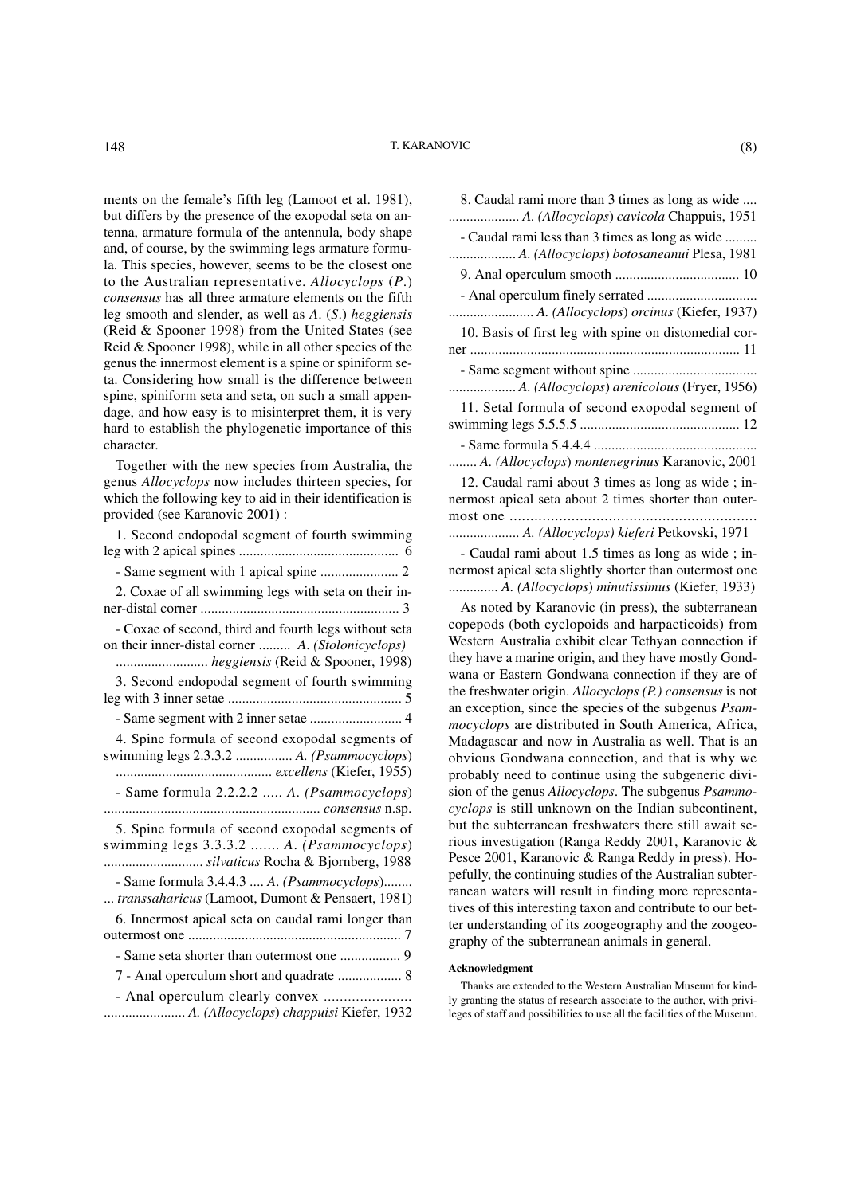ments on the female's fifth leg (Lamoot et al. 1981), but differs by the presence of the exopodal seta on antenna, armature formula of the antennula, body shape and, of course, by the swimming legs armature formula. This species, however, seems to be the closest one to the Australian representative. *Allocyclops* (*P.*) *consensus* has all three armature elements on the fifth leg smooth and slender, as well as *A.* (*S.*) *heggiensis* (Reid & Spooner 1998) from the United States (see Reid & Spooner 1998), while in all other species of the genus the innermost element is a spine or spiniform seta. Considering how small is the difference between spine, spiniform seta and seta, on such a small appendage, and how easy is to misinterpret them, it is very hard to establish the phylogenetic importance of this character.

Together with the new species from Australia, the genus *Allocyclops* now includes thirteen species, for which the following key to aid in their identification is provided (see Karanovic 2001) :

1. Second endopodal segment of fourth swimming leg with 2 apical spines ............................................ 6

- Same segment with 1 apical spine ...................... 2

2. Coxae of all swimming legs with seta on their inner-distal corner ........................................................ 3

- Coxae of second, third and fourth legs without seta on their inner-distal corner ......... *A. (Stolonicyclops)* .......................... *heggiensis* (Reid & Spooner, 1998)

3. Second endopodal segment of fourth swimming leg with 3 inner setae ................................................. 5

- Same segment with 2 inner setae .......................... 4

4. Spine formula of second exopodal segments of swimming legs 2.3.3.2 ................ *A. (Psammocyclops)* ........................................... *excellens* (Kiefer, 1955)

- Same formula 2.2.2.2 ..... *A. (Psammocyclops)* ............................................................ *consensus* n.sp.

5. Spine formula of second exopodal segments of swimming legs 3.3.3.2 ....... *A. (Psammocyclops)* ........................... *silvaticus* Rocha & Bjornberg, 1988

- Same formula 3.4.4.3 .... *A. (Psammocyclops)*........ ... *transsaharicus* (Lamoot, Dumont & Pensaert, 1981)

6. Innermost apical seta on caudal rami longer than outermost one ........................................................... 7

- Same seta shorter than outermost one ................. 9

7 - Anal operculum short and quadrate .................. 8

- Anal operculum clearly convex ...................... ....................... *A. (Allocyclops) chappuisi* Kiefer, 1932

8. Caudal rami more than 3 times as long as wide .... .................... *A. (Allocyclops) cavicola* Chappuis, 1951

- Caudal rami less than 3 times as long as wide ......... ................... *A. (Allocyclops) botosaneanui* Plesa, 1981

9. Anal operculum smooth .................................. 10

- Anal operculum finely serrated ............................... ........................ *A. (Allocyclops) orcinus* (Kiefer, 1937)

10. Basis of first leg with spine on distomedial corner ........................................................................... 11

- Same segment without spine .................................. ................... *A. (Allocyclops) arenicolous* (Fryer, 1956)

11. Setal formula of second exopodal segment of swimming legs 5.5.5.5 ............................................ 12

- Same formula 5.4.4.4 ............................................. ........ *A. (Allocyclops) montenegrinus* Karanovic, 2001

12. Caudal rami about 3 times as long as wide ; innermost apical seta about 2 times shorter than outermost one ........................................................... .................... *A. (Allocyclops) kieferi* Petkovski, 1971

- Caudal rami about 1.5 times as long as wide ; innermost apical seta slightly shorter than outermost one .............. *A. (Allocyclops) minutissimus* (Kiefer, 1933)

As noted by Karanovic (in press), the subterranean copepods (both cyclopoids and harpacticoids) from Western Australia exhibit clear Tethyan connection if they have a marine origin, and they have mostly Gondwana or Eastern Gondwana connection if they are of the freshwater origin. *Allocyclops (P.) consensus* is not an exception, since the species of the subgenus *Psammocyclops* are distributed in South America, Africa, Madagascar and now in Australia as well. That is an obvious Gondwana connection, and that is why we probably need to continue using the subgeneric division of the genus *Allocyclops*. The subgenus *Psammocyclops* is still unknown on the Indian subcontinent, but the subterranean freshwaters there still await serious investigation (Ranga Reddy 2001, Karanovic & Pesce 2001, Karanovic & Ranga Reddy in press). Hopefully, the continuing studies of the Australian subterranean waters will result in finding more representatives of this interesting taxon and contribute to our better understanding of its zoogeography and the zoogeography of the subterranean animals in general.

#### Acknowledgment

Thanks are extended to the Western Australian Museum for kindly granting the status of research associate to the author, with privileges of staff and possibilities to use all the facilities of the Museum.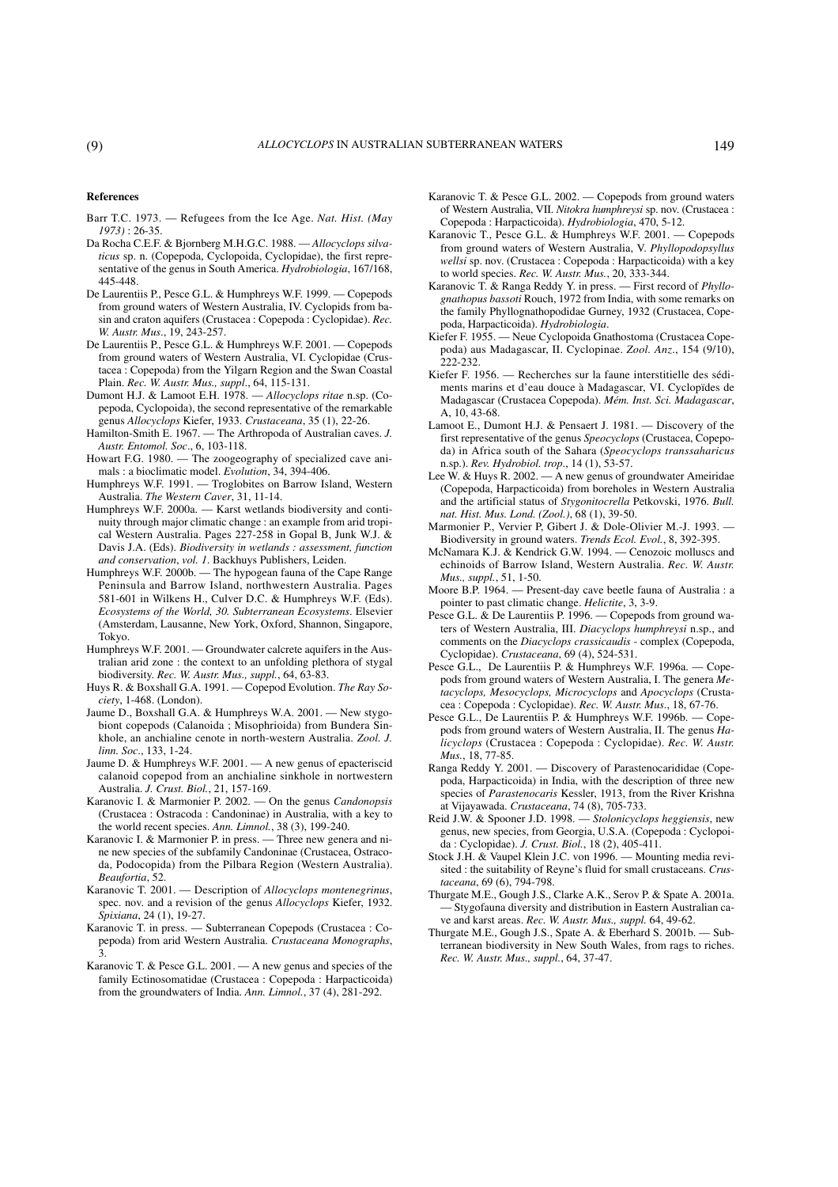## References

Barr T.C. 1973. — Refugees from the Ice Age. *Nat. Hist. (May 1973)* : 26-35.

Da Rocha C.E.F. & Bjornberg M.H.G.C. 1988. — *Allocyclops silvaticus* sp. n. (Copepoda, Cyclopoida, Cyclopidae), the first representative of the genus in South America. *Hydrobiologia*, 167/168, 445-448.

De Laurentiis P., Pesce G.L. & Humphreys W.F. 1999. — Copepods from ground waters of Western Australia, IV. Cyclopids from basin and craton aquifers (Crustacea : Copepoda : Cyclopidae). *Rec. W. Austr. Mus*., 19, 243-257.

De Laurentiis P., Pesce G.L. & Humphreys W.F. 2001. — Copepods from ground waters of Western Australia, VI. Cyclopidae (Crustacea : Copepoda) from the Yilgarn Region and the Swan Coastal Plain. *Rec. W. Austr. Mus., suppl*., 64, 115-131.

Dumont H.J. & Lamoot E.H. 1978. — *Allocyclops ritae* n.sp. (Copepoda, Cyclopoida), the second representative of the remarkable genus *Allocyclops* Kiefer, 1933. *Crustaceana*, 35 (1), 22-26.

Hamilton-Smith E. 1967. — The Arthropoda of Australian caves. *J. Austr. Entomol. Soc*., 6, 103-118.

Howart F.G. 1980. — The zoogeography of specialized cave animals : a bioclimatic model. *Evolution*, 34, 394-406.

Humphreys W.F. 1991. — Troglobites on Barrow Island, Western Australia. *The Western Caver*, 31, 11-14.

Humphreys W.F. 2000a. — Karst wetlands biodiversity and continuity through major climatic change : an example from arid tropical Western Australia. Pages 227-258 in Gopal B, Junk W.J. & Davis J.A. (Eds). *Biodiversity in wetlands : assessment, function and conservation*, *vol. 1*. Backhuys Publishers, Leiden.

Humphreys W.F. 2000b. — The hypogean fauna of the Cape Range Peninsula and Barrow Island, northwestern Australia. Pages 581-601 in Wilkens H., Culver D.C. & Humphreys W.F. (Eds). *Ecosystems of the World, 30. Subterranean Ecosystems*. Elsevier (Amsterdam, Lausanne, New York, Oxford, Shannon, Singapore, Tokyo.

Humphreys W.F. 2001. — Groundwater calcrete aquifers in the Australian arid zone : the context to an unfolding plethora of stygal biodiversity. *Rec. W. Austr. Mus., suppl*., 64, 63-83.

Huys R. & Boxshall G.A. 1991. — Copepod Evolution. *The Ray Society*, 1-468. (London).

Jaume D., Boxshall G.A. & Humphreys W.A. 2001. — New stygobiont copepods (Calanoida ; Misophrioida) from Bundera Sinkhole, an anchialine cenote in north-western Australia. *Zool. J. linn. Soc*., 133, 1-24.

Jaume D. & Humphreys W.F. 2001. — A new genus of epacteriscid calanoid copepod from an anchialine sinkhole in nortwestern Australia. *J. Crust. Biol.*, 21, 157-169.

Karanovic I. & Marmonier P. 2002. — On the genus *Candonopsis* (Crustacea : Ostracoda : Candoninae) in Australia, with a key to the world recent species. *Ann. Limnol.*, 38 (3), 199-240.

Karanovic I. & Marmonier P. in press. — Three new genera and nine new species of the subfamily Candoninae (Crustacea, Ostracoda, Podocopida) from the Pilbara Region (Western Australia). *Beaufortia*, 52.

Karanovic T. 2001. — Description of *Allocyclops montenegrinus*, spec. nov. and a revision of the genus *Allocyclops* Kiefer, 1932. *Spixiana*, 24 (1), 19-27.

Karanovic T. in press. — Subterranean Copepods (Crustacea : Copepoda) from arid Western Australia. *Crustaceana Monographs*, 3.

Karanovic T. & Pesce G.L. 2001. — A new genus and species of the family Ectinosomatidae (Crustacea : Copepoda : Harpacticoida) from the groundwaters of India. *Ann. Limnol.*, 37 (4), 281-292.

Karanovic T. & Pesce G.L. 2002. — Copepods from ground waters of Western Australia, VII. *Nitokra humphreysi* sp. nov. (Crustacea : Copepoda : Harpacticoida). *Hydrobiologia*, 470, 5-12.

Karanovic T., Pesce G.L. & Humphreys W.F. 2001. — Copepods from ground waters of Western Australia, V. *Phyllopodopsyllus wellsi* sp. nov. (Crustacea : Copepoda : Harpacticoida) with a key to world species. *Rec. W. Austr. Mus.*, 20, 333-344.

Karanovic T. & Ranga Reddy Y. in press. — First record of *Phyllognathopus bassoti* Rouch, 1972 from India, with some remarks on the family Phyllognathopodidae Gurney, 1932 (Crustacea, Copepoda, Harpacticoida). *Hydrobiologia*.

Kiefer F. 1955. — Neue Cyclopoida Gnathostoma (Crustacea Copepoda) aus Madagascar, II. Cyclopinae. *Zool. Anz.*, 154 (9/10), 222-232.

Kiefer F. 1956. — Recherches sur la faune interstitielle des sédiments marins et d'eau douce à Madagascar, VI. Cyclopïdes de Madagascar (Crustacea Copepoda). *Mém. Inst. Sci. Madagascar*, A, 10, 43-68.

Lamoot E., Dumont H.J. & Pensaert J. 1981. — Discovery of the first representative of the genus *Speocyclops* (Crustacea, Copepoda) in Africa south of the Sahara (*Speocyclops transsaharicus* n.sp.). *Rev. Hydrobiol. trop*., 14 (1), 53-57.

Lee W. & Huys R. 2002. — A new genus of groundwater Ameiridae (Copepoda, Harpacticoida) from boreholes in Western Australia and the artificial status of *Stygonitocrella* Petkovski, 1976. *Bull. nat. Hist. Mus. Lond. (Zool.)*, 68 (1), 39-50.

Marmonier P., Vervier P, Gibert J. & Dole-Olivier M.-J. 1993. — Biodiversity in ground waters. *Trends Ecol. Evol.*, 8, 392-395.

McNamara K.J. & Kendrick G.W. 1994. — Cenozoic molluscs and echinoids of Barrow Island, Western Australia. *Rec. W. Austr. Mus., suppl.*, 51, 1-50.

Moore B.P. 1964. — Present-day cave beetle fauna of Australia : a pointer to past climatic change. *Helictite*, 3, 3-9.

Pesce G.L. & De Laurentiis P. 1996. — Copepods from ground waters of Western Australia, III. *Diacyclops humphreysi* n.sp., and comments on the *Diacyclops crassicaudis* - complex (Copepoda, Cyclopidae). *Crustaceana*, 69 (4), 524-531.

Pesce G.L., De Laurentiis P. & Humphreys W.F. 1996a. — Copepods from ground waters of Western Australia, I. The genera *Metacyclops, Mesocyclops, Microcyclops* and *Apocyclops* (Crustacea : Copepoda : Cyclopidae). *Rec. W. Austr. Mus*., 18, 67-76.

Pesce G.L., De Laurentiis P. & Humphreys W.F. 1996b. — Copepods from ground waters of Western Australia, II. The genus *Halicyclops* (Crustacea : Copepoda : Cyclopidae). *Rec. W. Austr. Mus.*, 18, 77-85.

Ranga Reddy Y. 2001. — Discovery of Parastenocarididae (Copepoda, Harpacticoida) in India, with the description of three new species of *Parastenocaris* Kessler, 1913, from the River Krishna at Vijayawada. *Crustaceana*, 74 (8), 705-733.

Reid J.W. & Spooner J.D. 1998. — *Stolonicyclops heggiensis*, new genus, new species, from Georgia, U.S.A. (Copepoda : Cyclopoida : Cyclopidae). *J. Crust. Biol.*, 18 (2), 405-411.

Stock J.H. & Vaupel Klein J.C. von 1996. — Mounting media revisited : the suitability of Reyne's fluid for small crustaceans. *Crustaceana*, 69 (6), 794-798.

Thurgate M.E., Gough J.S., Clarke A.K., Serov P. & Spate A. 2001a. — Stygofauna diversity and distribution in Eastern Australian cave and karst areas. *Rec. W. Austr. Mus., suppl.* 64, 49-62.

Thurgate M.E., Gough J.S., Spate A. & Eberhard S. 2001b. — Subterranean biodiversity in New South Wales, from rags to riches. *Rec. W. Austr. Mus., suppl.*, 64, 37-47.